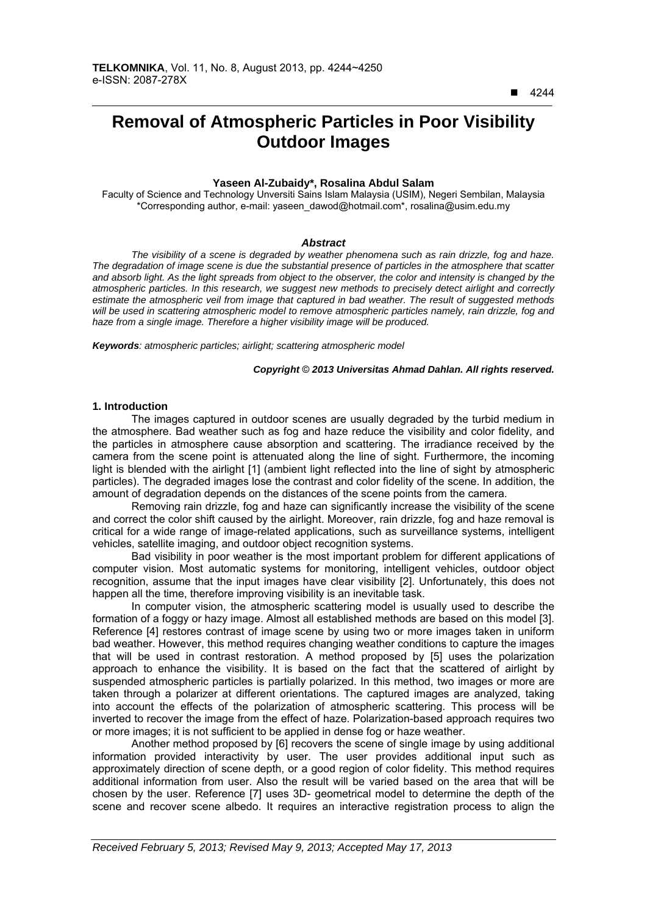# Removal of Atmospheric Particles in Poor Visibility Outdoor Images

**Yaseen Al-Zubaidy*, Rosalina Abdul Salam**

Faculty of Science and Technology Unversiti Sains Islam Malaysia (USIM), Negeri Sembilan, Malaysia
*Corresponding author, e-mail: yaseen_dawod@hotmail.com*, rosalina@usim.edu.my

### *Abstract*

*The visibility of a scene is degraded by weather phenomena such as rain drizzle, fog and haze. The degradation of image scene is due the substantial presence of particles in the atmosphere that scatter and absorb light. As the light spreads from object to the observer, the color and intensity is changed by the atmospheric particles. In this research, we suggest new methods to precisely detect airlight and correctly estimate the atmospheric veil from image that captured in bad weather. The result of suggested methods will be used in scattering atmospheric model to remove atmospheric particles namely, rain drizzle, fog and haze from a single image. Therefore a higher visibility image will be produced.*

***Keywords****: atmospheric particles; airlight; scattering atmospheric model*

***Copyright © 2013 Universitas Ahmad Dahlan. All rights reserved.***

## 1. Introduction

The images captured in outdoor scenes are usually degraded by the turbid medium in the atmosphere. Bad weather such as fog and haze reduce the visibility and color fidelity, and the particles in atmosphere cause absorption and scattering. The irradiance received by the camera from the scene point is attenuated along the line of sight. Furthermore, the incoming light is blended with the airlight [1] (ambient light reflected into the line of sight by atmospheric particles). The degraded images lose the contrast and color fidelity of the scene. In addition, the amount of degradation depends on the distances of the scene points from the camera.

Removing rain drizzle, fog and haze can significantly increase the visibility of the scene and correct the color shift caused by the airlight. Moreover, rain drizzle, fog and haze removal is critical for a wide range of image-related applications, such as surveillance systems, intelligent vehicles, satellite imaging, and outdoor object recognition systems.

Bad visibility in poor weather is the most important problem for different applications of computer vision. Most automatic systems for monitoring, intelligent vehicles, outdoor object recognition, assume that the input images have clear visibility [2]. Unfortunately, this does not happen all the time, therefore improving visibility is an inevitable task.

In computer vision, the atmospheric scattering model is usually used to describe the formation of a foggy or hazy image. Almost all established methods are based on this model [3]. Reference [4] restores contrast of image scene by using two or more images taken in uniform bad weather. However, this method requires changing weather conditions to capture the images that will be used in contrast restoration. A method proposed by [5] uses the polarization approach to enhance the visibility. It is based on the fact that the scattered of airlight by suspended atmospheric particles is partially polarized. In this method, two images or more are taken through a polarizer at different orientations. The captured images are analyzed, taking into account the effects of the polarization of atmospheric scattering. This process will be inverted to recover the image from the effect of haze. Polarization-based approach requires two or more images; it is not sufficient to be applied in dense fog or haze weather.

Another method proposed by [6] recovers the scene of single image by using additional information provided interactivity by user. The user provides additional input such as approximately direction of scene depth, or a good region of color fidelity. This method requires additional information from user. Also the result will be varied based on the area that will be chosen by the user. Reference [7] uses 3D- geometrical model to determine the depth of the scene and recover scene albedo. It requires an interactive registration process to align the

*Received February 5, 2013; Revised May 9, 2013; Accepted May 17, 2013*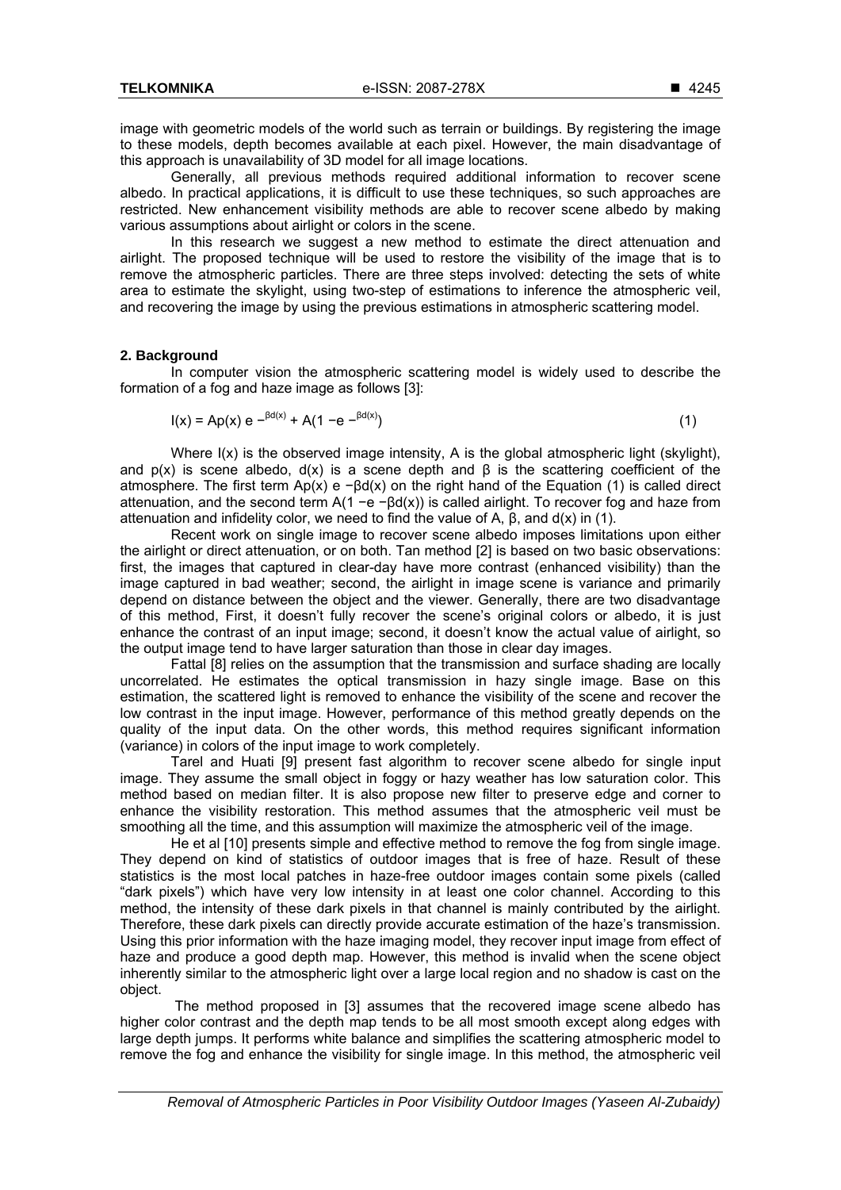image with geometric models of the world such as terrain or buildings. By registering the image to these models, depth becomes available at each pixel. However, the main disadvantage of this approach is unavailability of 3D model for all image locations.

Generally, all previous methods required additional information to recover scene albedo. In practical applications, it is difficult to use these techniques, so such approaches are restricted. New enhancement visibility methods are able to recover scene albedo by making various assumptions about airlight or colors in the scene.

In this research we suggest a new method to estimate the direct attenuation and airlight. The proposed technique will be used to restore the visibility of the image that is to remove the atmospheric particles. There are three steps involved: detecting the sets of white area to estimate the skylight, using two-step of estimations to inference the atmospheric veil, and recovering the image by using the previous estimations in atmospheric scattering model.

## 2. Background

In computer vision the atmospheric scattering model is widely used to describe the formation of a fog and haze image as follows [3]:

$$I(x) = Ap(x)\, e^{-\beta d(x)} + A(1 - e^{-\beta d(x)}) \tag{1}$$

Where $I(x)$ is the observed image intensity, $A$ is the global atmospheric light (skylight), and $p(x)$ is scene albedo, $d(x)$ is a scene depth and $\beta$ is the scattering coefficient of the atmosphere. The first term $Ap(x)\, e^{-\beta d(x)}$ on the right hand of the Equation (1) is called direct attenuation, and the second term $A(1 - e^{-\beta d(x)})$ is called airlight. To recover fog and haze from attenuation and infidelity color, we need to find the value of $A$, $\beta$, and $d(x)$ in (1).

Recent work on single image to recover scene albedo imposes limitations upon either the airlight or direct attenuation, or on both. Tan method [2] is based on two basic observations: first, the images that captured in clear-day have more contrast (enhanced visibility) than the image captured in bad weather; second, the airlight in image scene is variance and primarily depend on distance between the object and the viewer. Generally, there are two disadvantage of this method, First, it doesn't fully recover the scene's original colors or albedo, it is just enhance the contrast of an input image; second, it doesn't know the actual value of airlight, so the output image tend to have larger saturation than those in clear day images.

Fattal [8] relies on the assumption that the transmission and surface shading are locally uncorrelated. He estimates the optical transmission in hazy single image. Base on this estimation, the scattered light is removed to enhance the visibility of the scene and recover the low contrast in the input image. However, performance of this method greatly depends on the quality of the input data. On the other words, this method requires significant information (variance) in colors of the input image to work completely.

Tarel and Huati [9] present fast algorithm to recover scene albedo for single input image. They assume the small object in foggy or hazy weather has low saturation color. This method based on median filter. It is also propose new filter to preserve edge and corner to enhance the visibility restoration. This method assumes that the atmospheric veil must be smoothing all the time, and this assumption will maximize the atmospheric veil of the image.

He et al [10] presents simple and effective method to remove the fog from single image. They depend on kind of statistics of outdoor images that is free of haze. Result of these statistics is the most local patches in haze-free outdoor images contain some pixels (called "dark pixels") which have very low intensity in at least one color channel. According to this method, the intensity of these dark pixels in that channel is mainly contributed by the airlight. Therefore, these dark pixels can directly provide accurate estimation of the haze's transmission. Using this prior information with the haze imaging model, they recover input image from effect of haze and produce a good depth map. However, this method is invalid when the scene object inherently similar to the atmospheric light over a large local region and no shadow is cast on the object.

The method proposed in [3] assumes that the recovered image scene albedo has higher color contrast and the depth map tends to be all most smooth except along edges with large depth jumps. It performs white balance and simplifies the scattering atmospheric model to remove the fog and enhance the visibility for single image. In this method, the atmospheric veil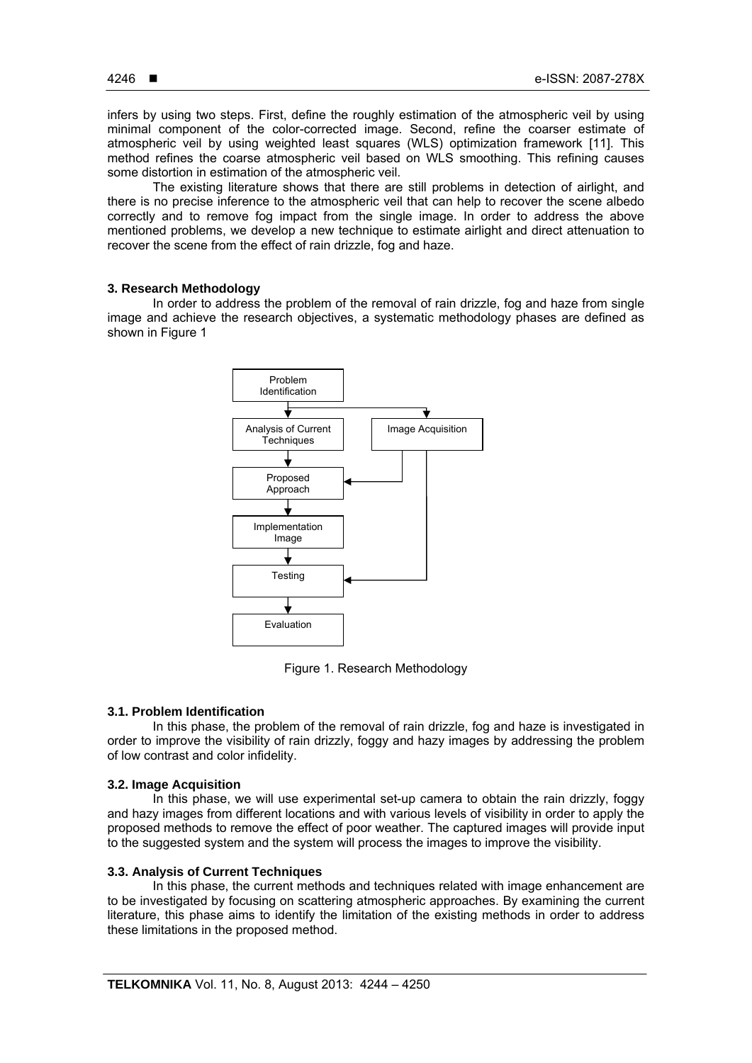infers by using two steps. First, define the roughly estimation of the atmospheric veil by using minimal component of the color-corrected image. Second, refine the coarser estimate of atmospheric veil by using weighted least squares (WLS) optimization framework [11]. This method refines the coarse atmospheric veil based on WLS smoothing. This refining causes some distortion in estimation of the atmospheric veil.

The existing literature shows that there are still problems in detection of airlight, and there is no precise inference to the atmospheric veil that can help to recover the scene albedo correctly and to remove fog impact from the single image. In order to address the above mentioned problems, we develop a new technique to estimate airlight and direct attenuation to recover the scene from the effect of rain drizzle, fog and haze.

### 3. Research Methodology

In order to address the problem of the removal of rain drizzle, fog and haze from single image and achieve the research objectives, a systematic methodology phases are defined as shown in Figure 1

Figure 1. Research Methodology

#### 3.1. Problem Identification

In this phase, the problem of the removal of rain drizzle, fog and haze is investigated in order to improve the visibility of rain drizzly, foggy and hazy images by addressing the problem of low contrast and color infidelity.

#### 3.2. Image Acquisition

In this phase, we will use experimental set-up camera to obtain the rain drizzly, foggy and hazy images from different locations and with various levels of visibility in order to apply the proposed methods to remove the effect of poor weather. The captured images will provide input to the suggested system and the system will process the images to improve the visibility.

#### 3.3. Analysis of Current Techniques

In this phase, the current methods and techniques related with image enhancement are to be investigated by focusing on scattering atmospheric approaches. By examining the current literature, this phase aims to identify the limitation of the existing methods in order to address these limitations in the proposed method.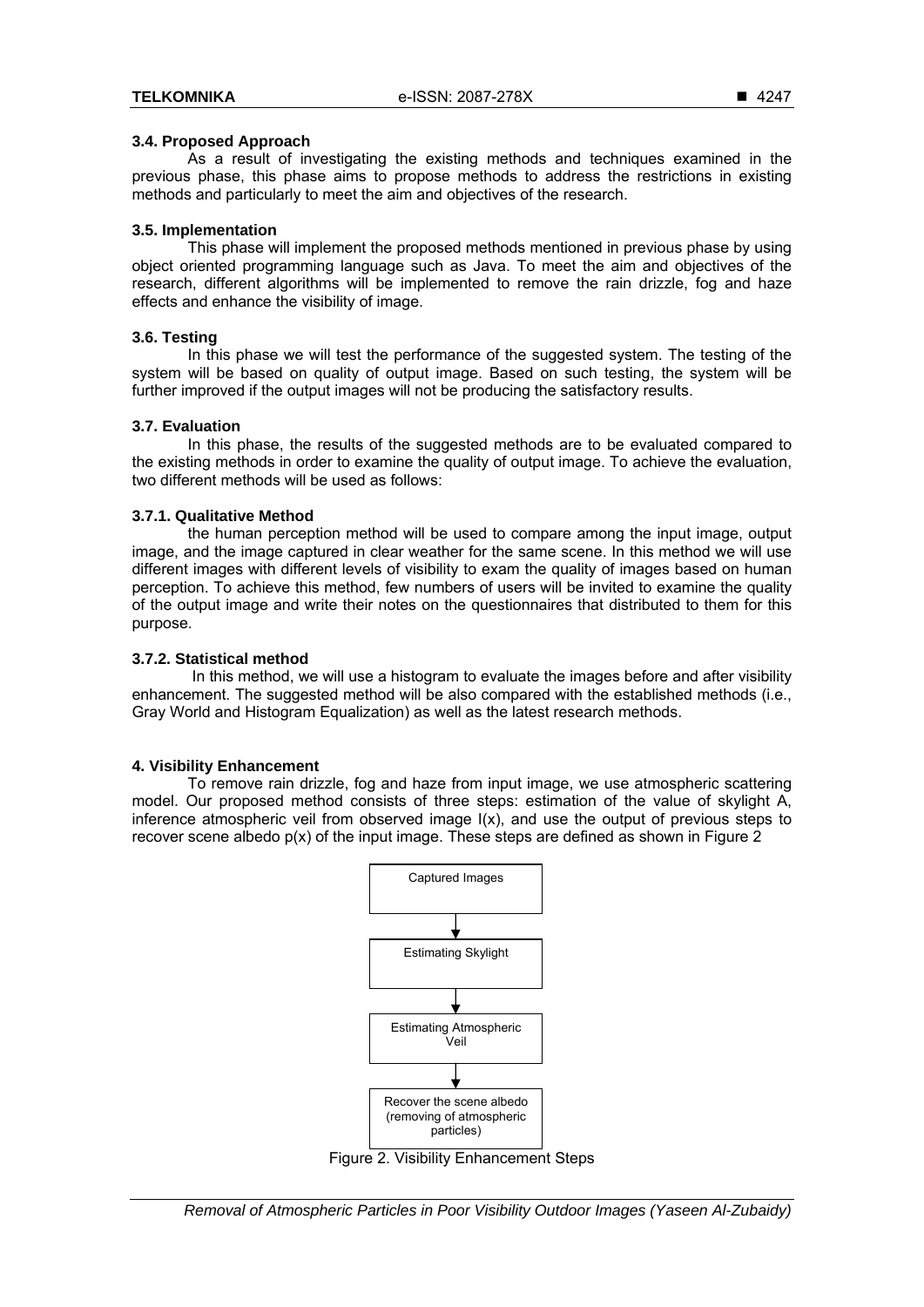### 3.4. Proposed Approach

As a result of investigating the existing methods and techniques examined in the previous phase, this phase aims to propose methods to address the restrictions in existing methods and particularly to meet the aim and objectives of the research.

### 3.5. Implementation

This phase will implement the proposed methods mentioned in previous phase by using object oriented programming language such as Java. To meet the aim and objectives of the research, different algorithms will be implemented to remove the rain drizzle, fog and haze effects and enhance the visibility of image.

### 3.6. Testing

In this phase we will test the performance of the suggested system. The testing of the system will be based on quality of output image. Based on such testing, the system will be further improved if the output images will not be producing the satisfactory results.

### 3.7. Evaluation

In this phase, the results of the suggested methods are to be evaluated compared to the existing methods in order to examine the quality of output image. To achieve the evaluation, two different methods will be used as follows:

#### 3.7.1. Qualitative Method

the human perception method will be used to compare among the input image, output image, and the image captured in clear weather for the same scene. In this method we will use different images with different levels of visibility to exam the quality of images based on human perception. To achieve this method, few numbers of users will be invited to examine the quality of the output image and write their notes on the questionnaires that distributed to them for this purpose.

#### 3.7.2. Statistical method

In this method, we will use a histogram to evaluate the images before and after visibility enhancement. The suggested method will be also compared with the established methods (i.e., Gray World and Histogram Equalization) as well as the latest research methods.

## 4. Visibility Enhancement

To remove rain drizzle, fog and haze from input image, we use atmospheric scattering model. Our proposed method consists of three steps: estimation of the value of skylight A, inference atmospheric veil from observed image $I(x)$, and use the output of previous steps to recover scene albedo $p(x)$ of the input image. These steps are defined as shown in Figure 2

Captured Images → Estimating Skylight → Estimating Atmospheric Veil → Recover the scene albedo (removing of atmospheric particles)

Figure 2. Visibility Enhancement Steps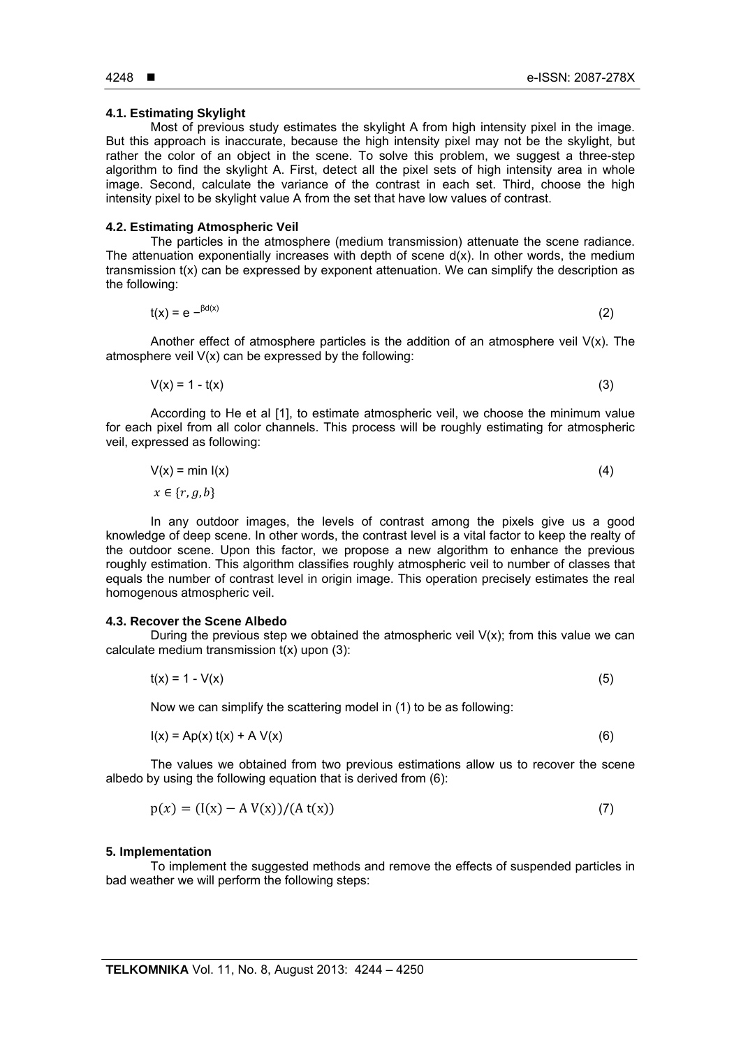### 4.1. Estimating Skylight

Most of previous study estimates the skylight A from high intensity pixel in the image. But this approach is inaccurate, because the high intensity pixel may not be the skylight, but rather the color of an object in the scene. To solve this problem, we suggest a three-step algorithm to find the skylight A. First, detect all the pixel sets of high intensity area in whole image. Second, calculate the variance of the contrast in each set. Third, choose the high intensity pixel to be skylight value A from the set that have low values of contrast.

### 4.2. Estimating Atmospheric Veil

The particles in the atmosphere (medium transmission) attenuate the scene radiance. The attenuation exponentially increases with depth of scene d(x). In other words, the medium transmission t(x) can be expressed by exponent attenuation. We can simplify the description as the following:

$$t(x) = e^{-\beta d(x)} \tag{2}$$

Another effect of atmosphere particles is the addition of an atmosphere veil V(x). The atmosphere veil V(x) can be expressed by the following:

$$V(x) = 1 - t(x) \tag{3}$$

According to He et al [1], to estimate atmospheric veil, we choose the minimum value for each pixel from all color channels. This process will be roughly estimating for atmospheric veil, expressed as following:

$$V(x) = \min_{x \in \{r,g,b\}} I(x) \tag{4}$$

In any outdoor images, the levels of contrast among the pixels give us a good knowledge of deep scene. In other words, the contrast level is a vital factor to keep the realty of the outdoor scene. Upon this factor, we propose a new algorithm to enhance the previous roughly estimation. This algorithm classifies roughly atmospheric veil to number of classes that equals the number of contrast level in origin image. This operation precisely estimates the real homogenous atmospheric veil.

### 4.3. Recover the Scene Albedo

During the previous step we obtained the atmospheric veil V(x); from this value we can calculate medium transmission t(x) upon (3):

$$t(x) = 1 - V(x) \tag{5}$$

Now we can simplify the scattering model in (1) to be as following:

$$I(x) = Ap(x)\, t(x) + A\, V(x) \tag{6}$$

The values we obtained from two previous estimations allow us to recover the scene albedo by using the following equation that is derived from (6):

$$p(x) = (I(x) - A\, V(x))/(A\, t(x)) \tag{7}$$

## 5. Implementation

To implement the suggested methods and remove the effects of suspended particles in bad weather we will perform the following steps: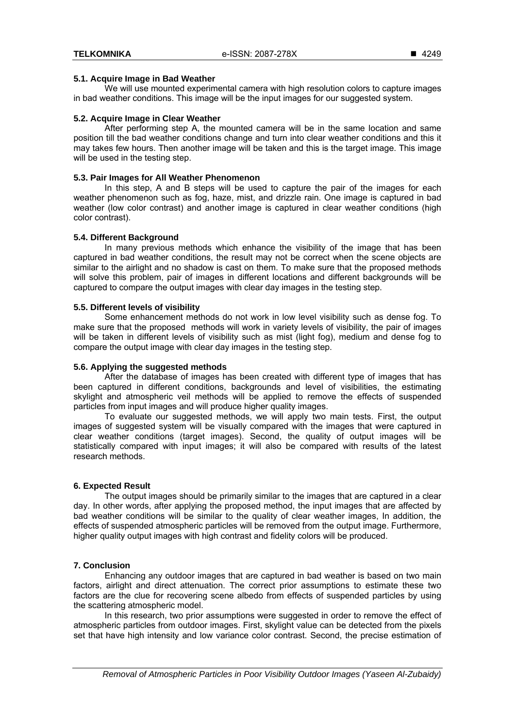### 5.1. Acquire Image in Bad Weather

We will use mounted experimental camera with high resolution colors to capture images in bad weather conditions. This image will be the input images for our suggested system.

### 5.2. Acquire Image in Clear Weather

After performing step A, the mounted camera will be in the same location and same position till the bad weather conditions change and turn into clear weather conditions and this it may takes few hours. Then another image will be taken and this is the target image. This image will be used in the testing step.

### 5.3. Pair Images for All Weather Phenomenon

In this step, A and B steps will be used to capture the pair of the images for each weather phenomenon such as fog, haze, mist, and drizzle rain. One image is captured in bad weather (low color contrast) and another image is captured in clear weather conditions (high color contrast).

### 5.4. Different Background

In many previous methods which enhance the visibility of the image that has been captured in bad weather conditions, the result may not be correct when the scene objects are similar to the airlight and no shadow is cast on them. To make sure that the proposed methods will solve this problem, pair of images in different locations and different backgrounds will be captured to compare the output images with clear day images in the testing step.

### 5.5. Different levels of visibility

Some enhancement methods do not work in low level visibility such as dense fog. To make sure that the proposed methods will work in variety levels of visibility, the pair of images will be taken in different levels of visibility such as mist (light fog), medium and dense fog to compare the output image with clear day images in the testing step.

### 5.6. Applying the suggested methods

After the database of images has been created with different type of images that has been captured in different conditions, backgrounds and level of visibilities, the estimating skylight and atmospheric veil methods will be applied to remove the effects of suspended particles from input images and will produce higher quality images.

To evaluate our suggested methods, we will apply two main tests. First, the output images of suggested system will be visually compared with the images that were captured in clear weather conditions (target images). Second, the quality of output images will be statistically compared with input images; it will also be compared with results of the latest research methods.

## 6. Expected Result

The output images should be primarily similar to the images that are captured in a clear day. In other words, after applying the proposed method, the input images that are affected by bad weather conditions will be similar to the quality of clear weather images, In addition, the effects of suspended atmospheric particles will be removed from the output image. Furthermore, higher quality output images with high contrast and fidelity colors will be produced.

## 7. Conclusion

Enhancing any outdoor images that are captured in bad weather is based on two main factors, airlight and direct attenuation. The correct prior assumptions to estimate these two factors are the clue for recovering scene albedo from effects of suspended particles by using the scattering atmospheric model.

In this research, two prior assumptions were suggested in order to remove the effect of atmospheric particles from outdoor images. First, skylight value can be detected from the pixels set that have high intensity and low variance color contrast. Second, the precise estimation of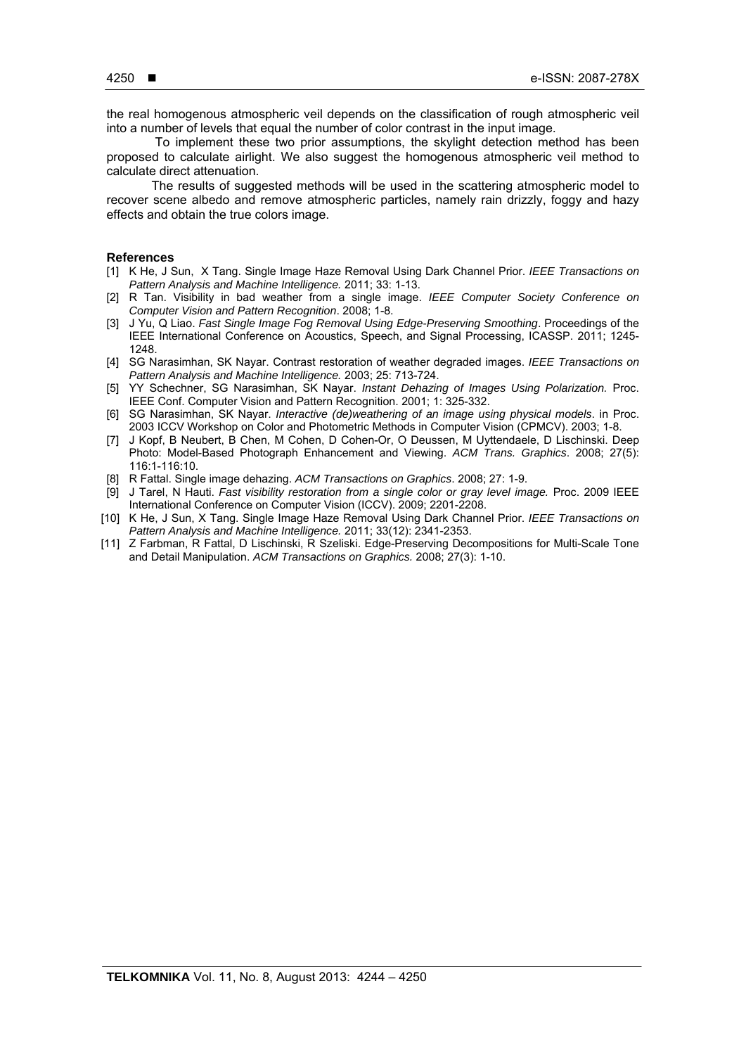the real homogenous atmospheric veil depends on the classification of rough atmospheric veil into a number of levels that equal the number of color contrast in the input image.

To implement these two prior assumptions, the skylight detection method has been proposed to calculate airlight. We also suggest the homogenous atmospheric veil method to calculate direct attenuation.

The results of suggested methods will be used in the scattering atmospheric model to recover scene albedo and remove atmospheric particles, namely rain drizzly, foggy and hazy effects and obtain the true colors image.

## References

[1] K He, J Sun, X Tang. Single Image Haze Removal Using Dark Channel Prior. *IEEE Transactions on Pattern Analysis and Machine Intelligence.* 2011; 33: 1-13.

[2] R Tan. Visibility in bad weather from a single image. *IEEE Computer Society Conference on Computer Vision and Pattern Recognition*. 2008; 1-8.

[3] J Yu, Q Liao. *Fast Single Image Fog Removal Using Edge-Preserving Smoothing*. Proceedings of the IEEE International Conference on Acoustics, Speech, and Signal Processing, ICASSP. 2011; 1245-1248.

[4] SG Narasimhan, SK Nayar. Contrast restoration of weather degraded images. *IEEE Transactions on Pattern Analysis and Machine Intelligence.* 2003; 25: 713-724.

[5] YY Schechner, SG Narasimhan, SK Nayar. *Instant Dehazing of Images Using Polarization.* Proc. IEEE Conf. Computer Vision and Pattern Recognition. 2001; 1: 325-332.

[6] SG Narasimhan, SK Nayar. *Interactive (de)weathering of an image using physical models*. in Proc. 2003 ICCV Workshop on Color and Photometric Methods in Computer Vision (CPMCV). 2003; 1-8.

[7] J Kopf, B Neubert, B Chen, M Cohen, D Cohen-Or, O Deussen, M Uyttendaele, D Lischinski. Deep Photo: Model-Based Photograph Enhancement and Viewing. *ACM Trans. Graphics*. 2008; 27(5): 116:1-116:10.

[8] R Fattal. Single image dehazing. *ACM Transactions on Graphics*. 2008; 27: 1-9.

[9] J Tarel, N Hauti. *Fast visibility restoration from a single color or gray level image.* Proc. 2009 IEEE International Conference on Computer Vision (ICCV). 2009; 2201-2208.

[10] K He, J Sun, X Tang. Single Image Haze Removal Using Dark Channel Prior. *IEEE Transactions on Pattern Analysis and Machine Intelligence.* 2011; 33(12): 2341-2353.

[11] Z Farbman, R Fattal, D Lischinski, R Szeliski. Edge-Preserving Decompositions for Multi-Scale Tone and Detail Manipulation. *ACM Transactions on Graphics.* 2008; 27(3): 1-10.